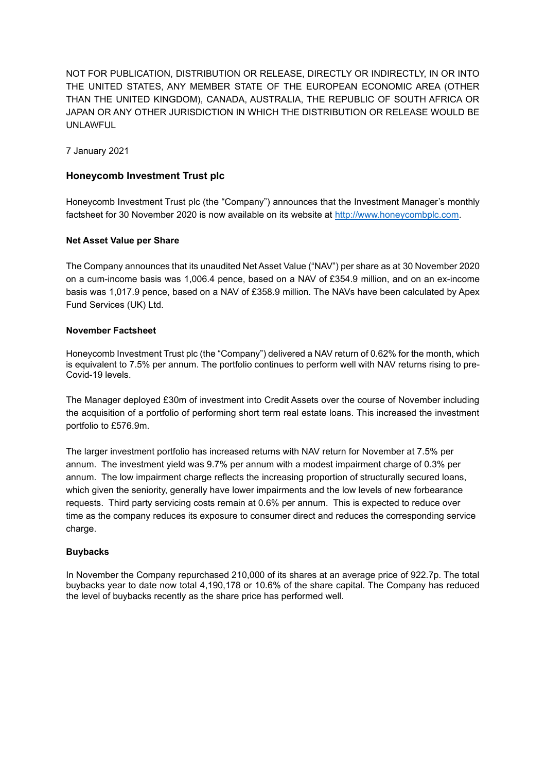NOT FOR PUBLICATION, DISTRIBUTION OR RELEASE, DIRECTLY OR INDIRECTLY, IN OR INTO THE UNITED STATES, ANY MEMBER STATE OF THE EUROPEAN ECONOMIC AREA (OTHER THAN THE UNITED KINGDOM), CANADA, AUSTRALIA, THE REPUBLIC OF SOUTH AFRICA OR JAPAN OR ANY OTHER JURISDICTION IN WHICH THE DISTRIBUTION OR RELEASE WOULD BE UNLAWFUL

7 January 2021

## Honeycomb Investment Trust plc

Honeycomb Investment Trust plc (the "Company") announces that the Investment Manager's monthly factsheet for 30 November 2020 is now available on its website at http://www.honeycombplc.com.

### Net Asset Value per Share

The Company announces that its unaudited Net Asset Value ("NAV") per share as at 30 November 2020 on a cum-income basis was 1,006.4 pence, based on a NAV of £354.9 million, and on an ex-income basis was 1,017.9 pence, based on a NAV of £358.9 million. The NAVs have been calculated by Apex Fund Services (UK) Ltd.

### November Factsheet

Honeycomb Investment Trust plc (the "Company") delivered a NAV return of 0.62% for the month, which is equivalent to 7.5% per annum. The portfolio continues to perform well with NAV returns rising to pre-Covid-19 levels.

The Manager deployed £30m of investment into Credit Assets over the course of November including the acquisition of a portfolio of performing short term real estate loans. This increased the investment portfolio to £576.9m.

The larger investment portfolio has increased returns with NAV return for November at 7.5% per annum. The investment yield was 9.7% per annum with a modest impairment charge of 0.3% per annum. The low impairment charge reflects the increasing proportion of structurally secured loans, which given the seniority, generally have lower impairments and the low levels of new forbearance requests. Third party servicing costs remain at 0.6% per annum. This is expected to reduce over time as the company reduces its exposure to consumer direct and reduces the corresponding service charge.

### Buybacks

In November the Company repurchased 210,000 of its shares at an average price of 922.7p. The total buybacks year to date now total 4,190,178 or 10.6% of the share capital. The Company has reduced the level of buybacks recently as the share price has performed well.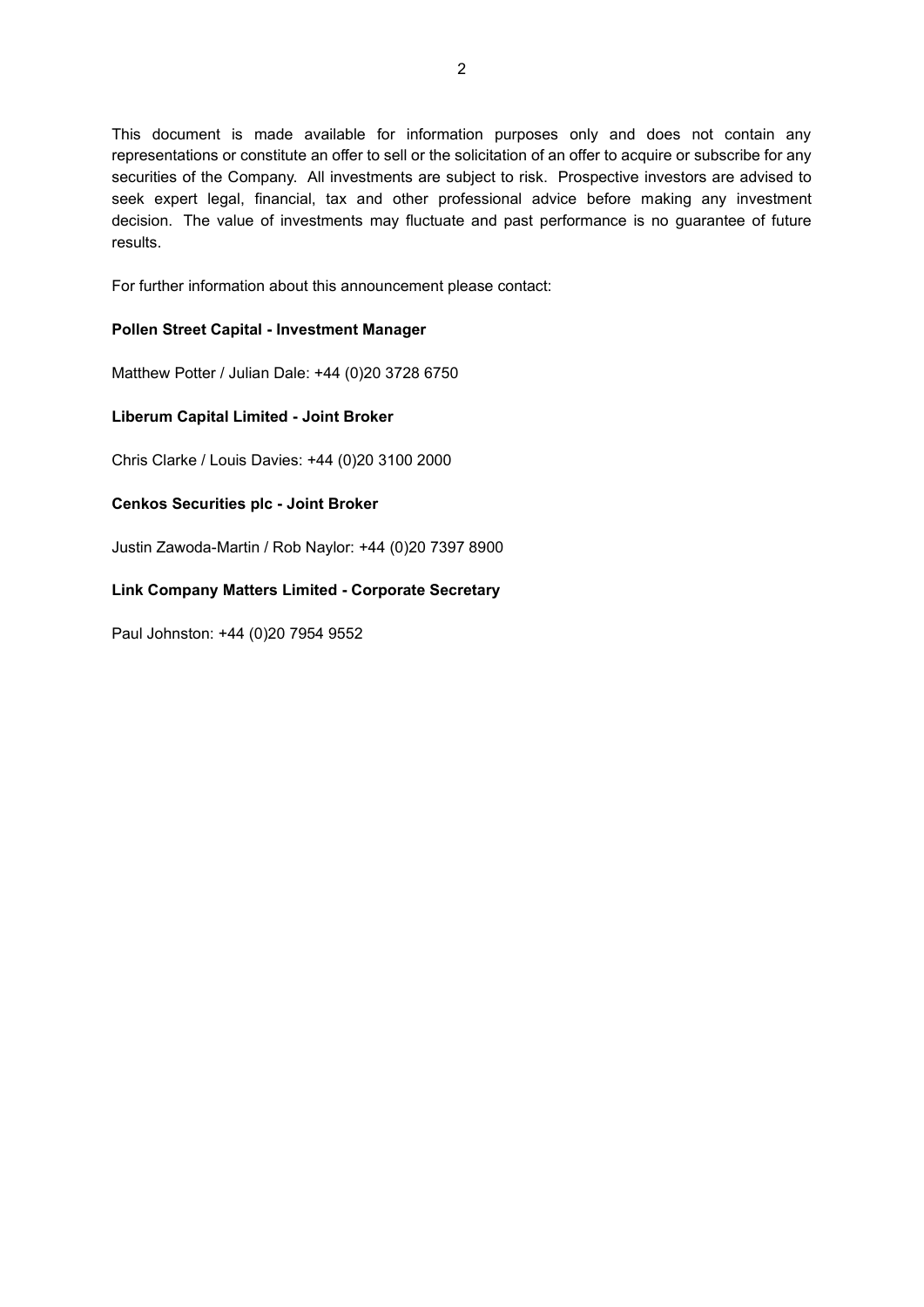This document is made available for information purposes only and does not contain any representations or constitute an offer to sell or the solicitation of an offer to acquire or subscribe for any securities of the Company. All investments are subject to risk. Prospective investors are advised to seek expert legal, financial, tax and other professional advice before making any investment decision. The value of investments may fluctuate and past performance is no guarantee of future results.

For further information about this announcement please contact:

**Pollen Street Capital - Investment Manager**

Matthew Potter / Julian Dale: +44 (0)20 3728 6750

**Liberum Capital Limited - Joint Broker**

Chris Clarke / Louis Davies: +44 (0)20 3100 2000

**Cenkos Securities plc - Joint Broker**

Justin Zawoda-Martin / Rob Naylor: +44 (0)20 7397 8900

**Link Company Matters Limited - Corporate Secretary**

Paul Johnston: +44 (0)20 7954 9552